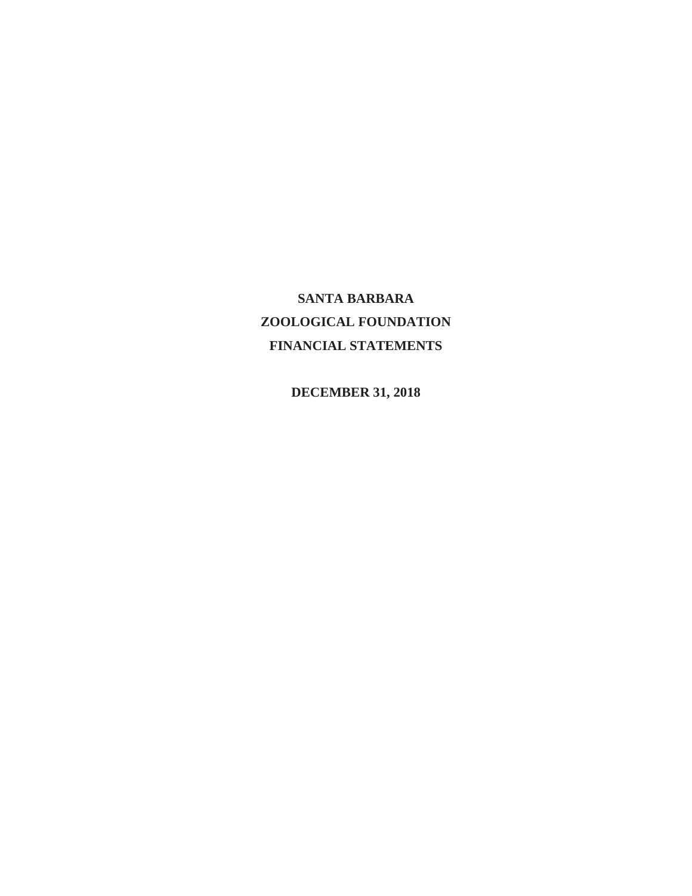# SANTA BARBARA ZOOLOGICAL FOUNDATION FINANCIAL STATEMENTS

**DECEMBER 31, 2018**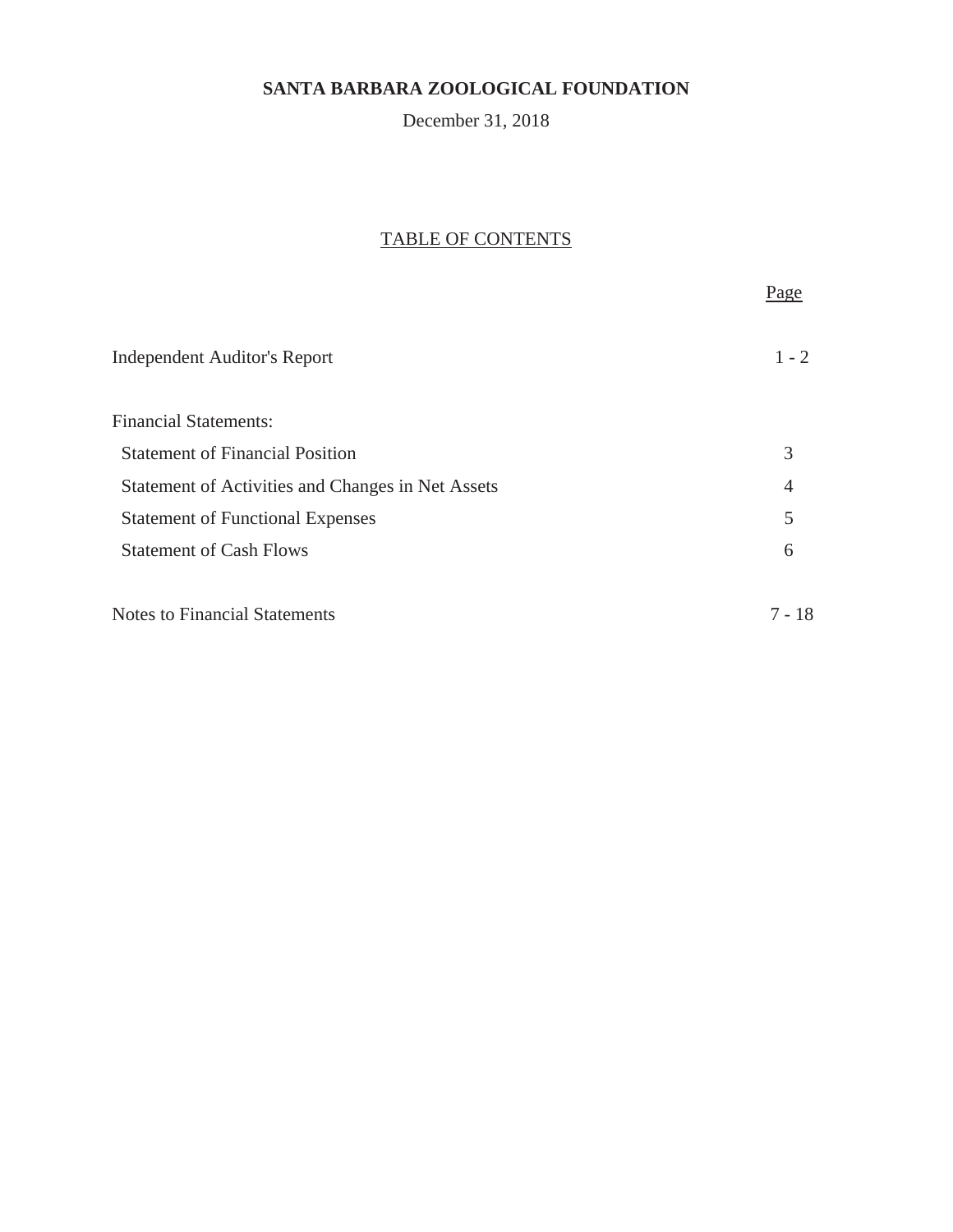# SANTA BARBARA ZOOLOGICAL FOUNDATION

December 31, 2018

## TABLE OF CONTENTS

| | Page |
|---|---|
| Independent Auditor's Report | 1 - 2 |
| Financial Statements: | |
| Statement of Financial Position | 3 |
| Statement of Activities and Changes in Net Assets | 4 |
| Statement of Functional Expenses | 5 |
| Statement of Cash Flows | 6 |
| Notes to Financial Statements | 7 - 18 |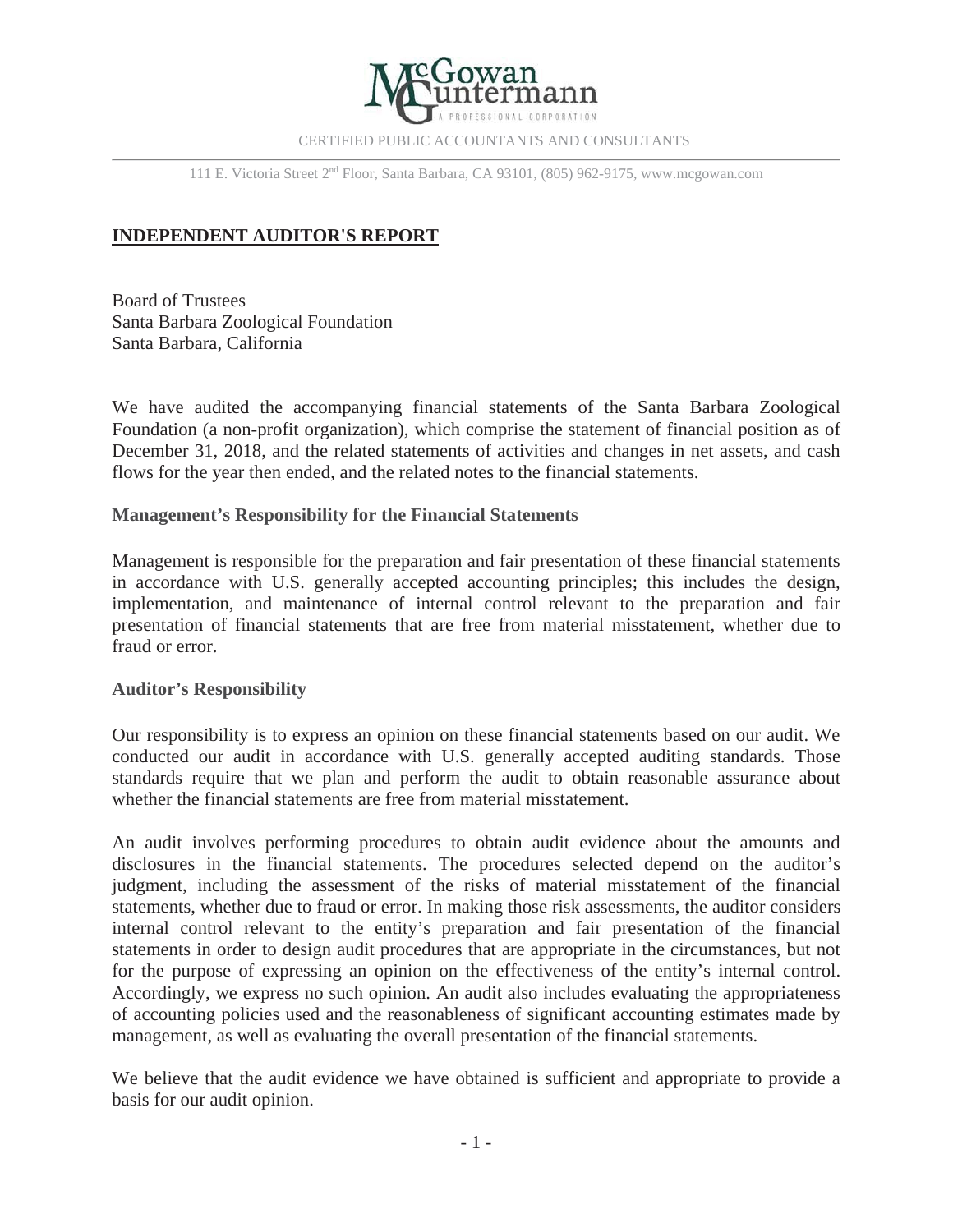McGowan Guntermann

A PROFESSIONAL CORPORATION

CERTIFIED PUBLIC ACCOUNTANTS AND CONSULTANTS

111 E. Victoria Street 2nd Floor, Santa Barbara, CA 93101, (805) 962-9175, www.mcgowan.com

## INDEPENDENT AUDITOR'S REPORT

Board of Trustees
Santa Barbara Zoological Foundation
Santa Barbara, California

We have audited the accompanying financial statements of the Santa Barbara Zoological Foundation (a non-profit organization), which comprise the statement of financial position as of December 31, 2018, and the related statements of activities and changes in net assets, and cash flows for the year then ended, and the related notes to the financial statements.

### Management's Responsibility for the Financial Statements

Management is responsible for the preparation and fair presentation of these financial statements in accordance with U.S. generally accepted accounting principles; this includes the design, implementation, and maintenance of internal control relevant to the preparation and fair presentation of financial statements that are free from material misstatement, whether due to fraud or error.

### Auditor's Responsibility

Our responsibility is to express an opinion on these financial statements based on our audit. We conducted our audit in accordance with U.S. generally accepted auditing standards. Those standards require that we plan and perform the audit to obtain reasonable assurance about whether the financial statements are free from material misstatement.

An audit involves performing procedures to obtain audit evidence about the amounts and disclosures in the financial statements. The procedures selected depend on the auditor's judgment, including the assessment of the risks of material misstatement of the financial statements, whether due to fraud or error. In making those risk assessments, the auditor considers internal control relevant to the entity's preparation and fair presentation of the financial statements in order to design audit procedures that are appropriate in the circumstances, but not for the purpose of expressing an opinion on the effectiveness of the entity's internal control. Accordingly, we express no such opinion. An audit also includes evaluating the appropriateness of accounting policies used and the reasonableness of significant accounting estimates made by management, as well as evaluating the overall presentation of the financial statements.

We believe that the audit evidence we have obtained is sufficient and appropriate to provide a basis for our audit opinion.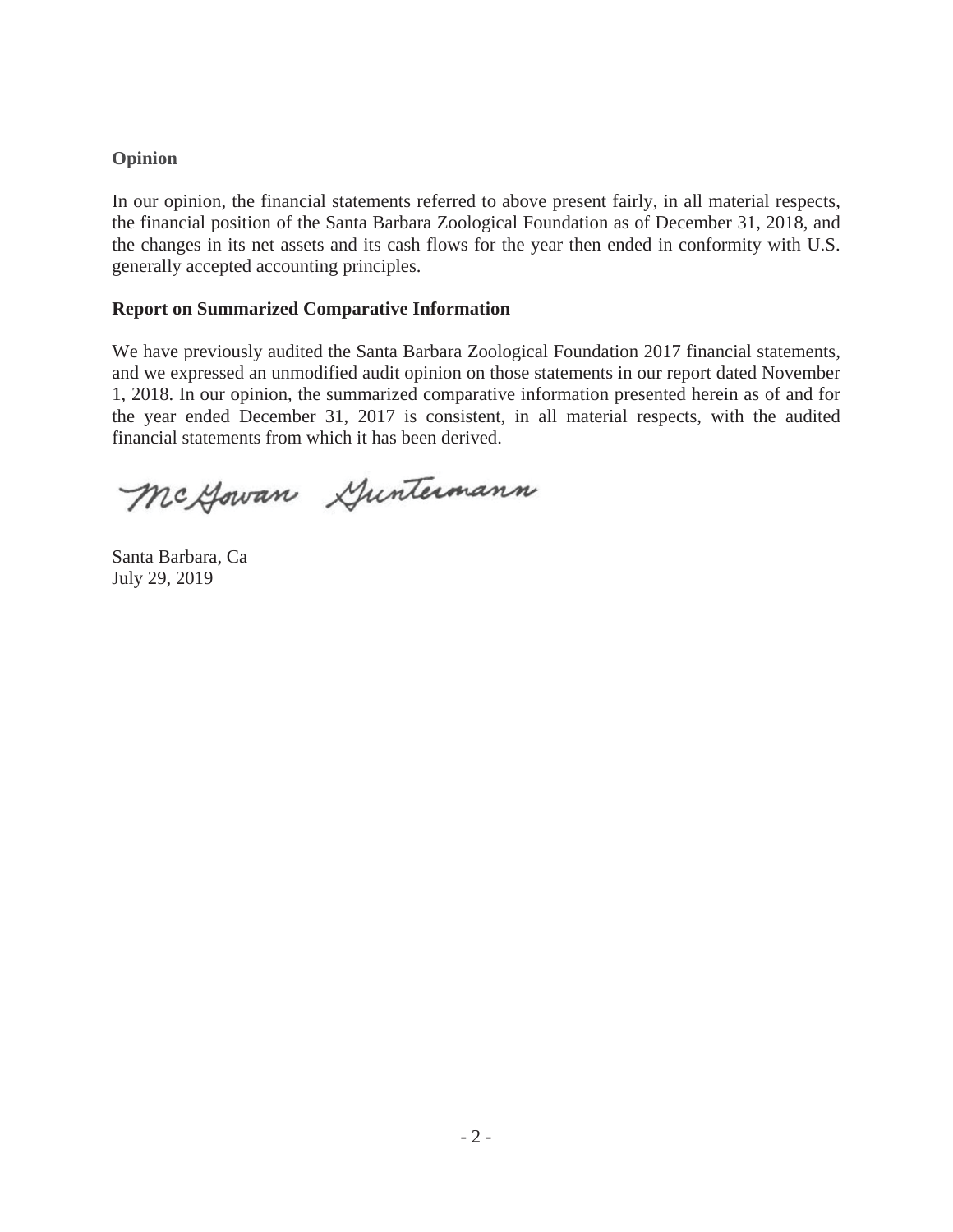**Opinion**

In our opinion, the financial statements referred to above present fairly, in all material respects, the financial position of the Santa Barbara Zoological Foundation as of December 31, 2018, and the changes in its net assets and its cash flows for the year then ended in conformity with U.S. generally accepted accounting principles.

**Report on Summarized Comparative Information**

We have previously audited the Santa Barbara Zoological Foundation 2017 financial statements, and we expressed an unmodified audit opinion on those statements in our report dated November 1, 2018. In our opinion, the summarized comparative information presented herein as of and for the year ended December 31, 2017 is consistent, in all material respects, with the audited financial statements from which it has been derived.

McGowan Guntermann

Santa Barbara, Ca
July 29, 2019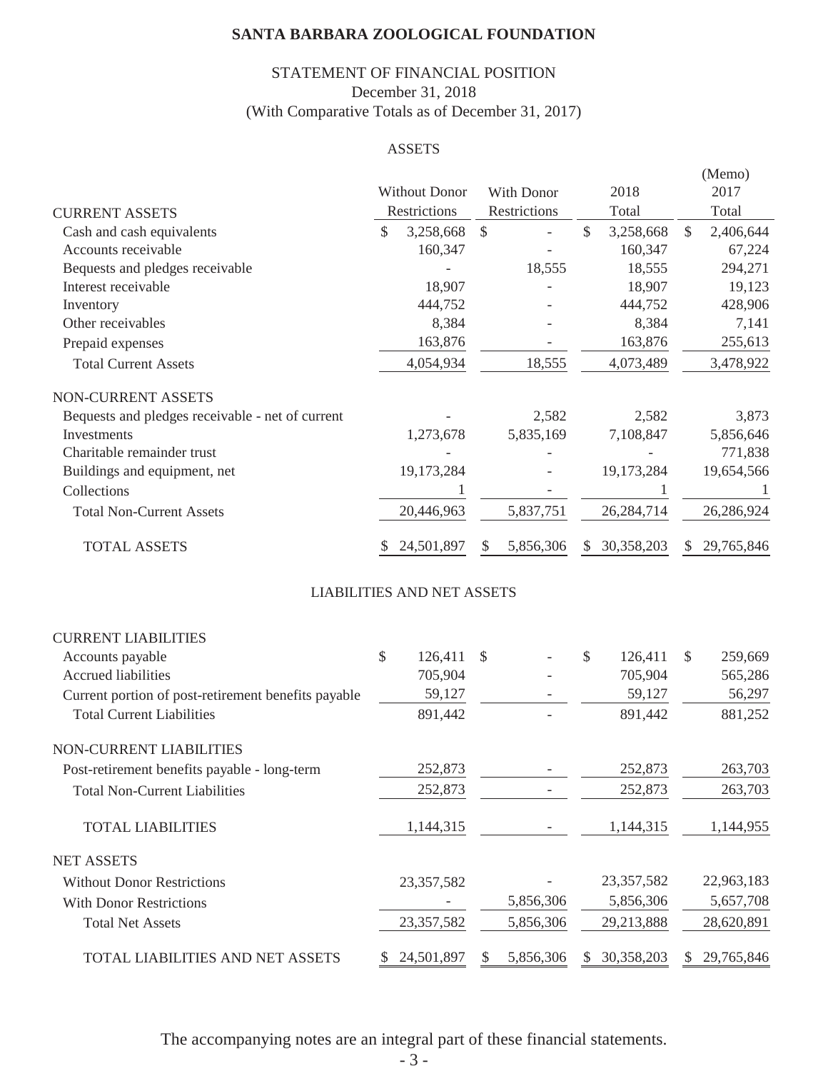# SANTA BARBARA ZOOLOGICAL FOUNDATION

## STATEMENT OF FINANCIAL POSITION

December 31, 2018

(With Comparative Totals as of December 31, 2017)

### ASSETS

| CURRENT ASSETS | Without Donor Restrictions | With Donor Restrictions | 2018 Total | (Memo) 2017 Total |
|---|---|---|---|---|
| Cash and cash equivalents | $ 3,258,668 | $ - | $ 3,258,668 | $ 2,406,644 |
| Accounts receivable | 160,347 | - | 160,347 | 67,224 |
| Bequests and pledges receivable | - | 18,555 | 18,555 | 294,271 |
| Interest receivable | 18,907 | - | 18,907 | 19,123 |
| Inventory | 444,752 | - | 444,752 | 428,906 |
| Other receivables | 8,384 | - | 8,384 | 7,141 |
| Prepaid expenses | 163,876 | - | 163,876 | 255,613 |
| Total Current Assets | 4,054,934 | 18,555 | 4,073,489 | 3,478,922 |
| NON-CURRENT ASSETS | | | | |
| Bequests and pledges receivable - net of current | - | 2,582 | 2,582 | 3,873 |
| Investments | 1,273,678 | 5,835,169 | 7,108,847 | 5,856,646 |
| Charitable remainder trust | - | - | - | 771,838 |
| Buildings and equipment, net | 19,173,284 | - | 19,173,284 | 19,654,566 |
| Collections | 1 | - | 1 | 1 |
| Total Non-Current Assets | 20,446,963 | 5,837,751 | 26,284,714 | 26,286,924 |
| TOTAL ASSETS | $ 24,501,897 | $ 5,856,306 | $ 30,358,203 | $ 29,765,846 |

### LIABILITIES AND NET ASSETS

| | Without Donor Restrictions | With Donor Restrictions | 2018 Total | (Memo) 2017 Total |
|---|---|---|---|---|
| CURRENT LIABILITIES | | | | |
| Accounts payable | $ 126,411 | $ - | $ 126,411 | $ 259,669 |
| Accrued liabilities | 705,904 | - | 705,904 | 565,286 |
| Current portion of post-retirement benefits payable | 59,127 | - | 59,127 | 56,297 |
| Total Current Liabilities | 891,442 | - | 891,442 | 881,252 |
| NON-CURRENT LIABILITIES | | | | |
| Post-retirement benefits payable - long-term | 252,873 | - | 252,873 | 263,703 |
| Total Non-Current Liabilities | 252,873 | - | 252,873 | 263,703 |
| TOTAL LIABILITIES | 1,144,315 | - | 1,144,315 | 1,144,955 |
| NET ASSETS | | | | |
| Without Donor Restrictions | 23,357,582 | - | 23,357,582 | 22,963,183 |
| With Donor Restrictions | - | 5,856,306 | 5,856,306 | 5,657,708 |
| Total Net Assets | 23,357,582 | 5,856,306 | 29,213,888 | 28,620,891 |
| TOTAL LIABILITIES AND NET ASSETS | $ 24,501,897 | $ 5,856,306 | $ 30,358,203 | $ 29,765,846 |

The accompanying notes are an integral part of these financial statements.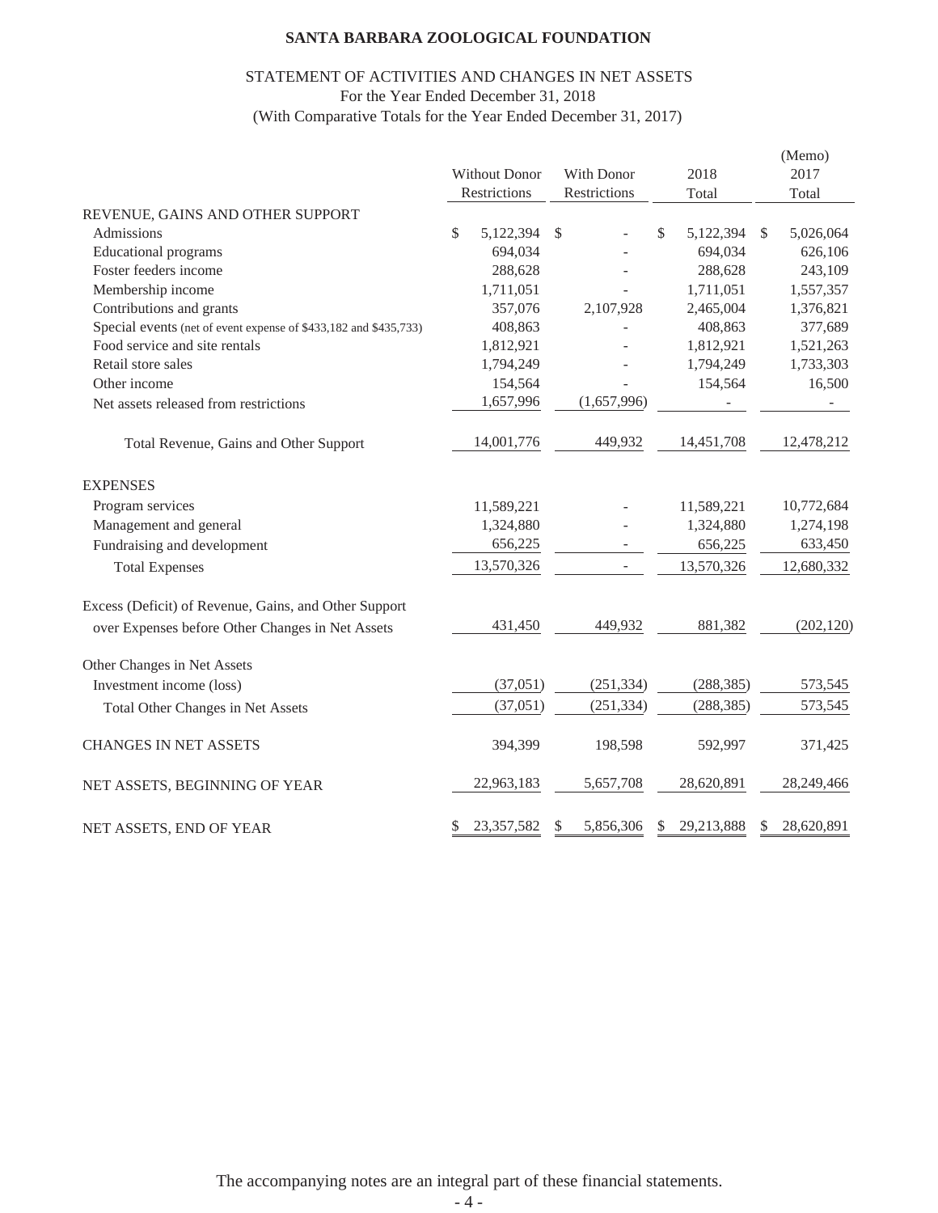**SANTA BARBARA ZOOLOGICAL FOUNDATION**

STATEMENT OF ACTIVITIES AND CHANGES IN NET ASSETS
For the Year Ended December 31, 2018
(With Comparative Totals for the Year Ended December 31, 2017)

| | Without Donor Restrictions | With Donor Restrictions | 2018 Total | (Memo) 2017 Total |
|---|---|---|---|---|
| REVENUE, GAINS AND OTHER SUPPORT | | | | |
| Admissions | $ 5,122,394 | $ - | $ 5,122,394 | $ 5,026,064 |
| Educational programs | 694,034 | - | 694,034 | 626,106 |
| Foster feeders income | 288,628 | - | 288,628 | 243,109 |
| Membership income | 1,711,051 | - | 1,711,051 | 1,557,357 |
| Contributions and grants | 357,076 | 2,107,928 | 2,465,004 | 1,376,821 |
| Special events (net of event expense of $433,182 and $435,733) | 408,863 | - | 408,863 | 377,689 |
| Food service and site rentals | 1,812,921 | - | 1,812,921 | 1,521,263 |
| Retail store sales | 1,794,249 | - | 1,794,249 | 1,733,303 |
| Other income | 154,564 | - | 154,564 | 16,500 |
| Net assets released from restrictions | 1,657,996 | (1,657,996) | - | - |
| Total Revenue, Gains and Other Support | 14,001,776 | 449,932 | 14,451,708 | 12,478,212 |
| EXPENSES | | | | |
| Program services | 11,589,221 | - | 11,589,221 | 10,772,684 |
| Management and general | 1,324,880 | - | 1,324,880 | 1,274,198 |
| Fundraising and development | 656,225 | - | 656,225 | 633,450 |
| Total Expenses | 13,570,326 | - | 13,570,326 | 12,680,332 |
| Excess (Deficit) of Revenue, Gains, and Other Support over Expenses before Other Changes in Net Assets | 431,450 | 449,932 | 881,382 | (202,120) |
| Other Changes in Net Assets | | | | |
| Investment income (loss) | (37,051) | (251,334) | (288,385) | 573,545 |
| Total Other Changes in Net Assets | (37,051) | (251,334) | (288,385) | 573,545 |
| CHANGES IN NET ASSETS | 394,399 | 198,598 | 592,997 | 371,425 |
| NET ASSETS, BEGINNING OF YEAR | 22,963,183 | 5,657,708 | 28,620,891 | 28,249,466 |
| NET ASSETS, END OF YEAR | $ 23,357,582 | $ 5,856,306 | $ 29,213,888 | $ 28,620,891 |

The accompanying notes are an integral part of these financial statements.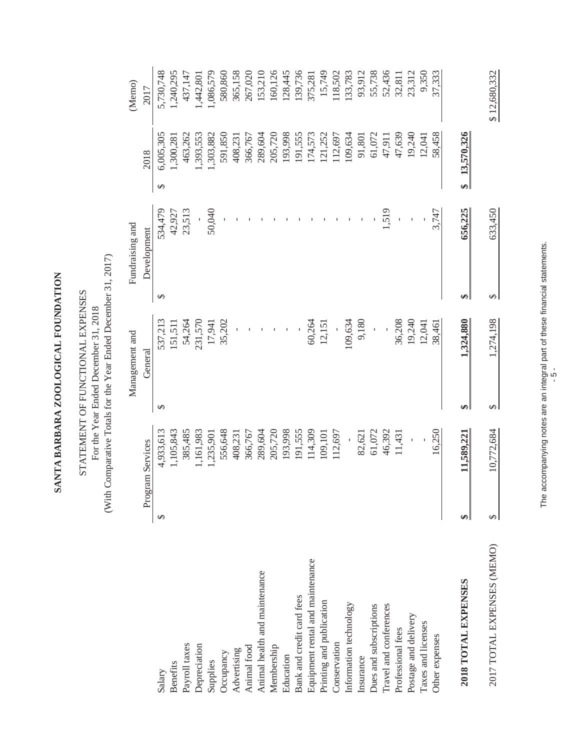# SANTA BARBARA ZOOLOGICAL FOUNDATION

## STATEMENT OF FUNCTIONAL EXPENSES

For the Year Ended December 31, 2018

(With Comparative Totals for the Year Ended December 31, 2017)

| | Program Services | Management and General | Fundraising and Development | 2018 | (Memo) 2017 |
|---|---|---|---|---|---|
| Salary | $ 4,933,613 | $ 537,213 | $ 534,479 | $ 6,005,305 | 5,730,748 |
| Benefits | 1,105,843 | 151,511 | 42,927 | 1,300,281 | 1,240,295 |
| Payroll taxes | 385,485 | 54,264 | 23,513 | 463,262 | 437,147 |
| Depreciation | 1,161,983 | 231,570 | - | 1,393,553 | 1,442,801 |
| Supplies | 1,235,901 | 17,941 | 50,040 | 1,303,882 | 1,086,579 |
| Occupancy | 556,648 | 35,202 | - | 591,850 | 580,860 |
| Advertising | 408,231 | - | - | 408,231 | 365,158 |
| Animal food | 366,767 | - | - | 366,767 | 267,020 |
| Animal health and maintenance | 289,604 | - | - | 289,604 | 153,210 |
| Membership | 205,720 | - | - | 205,720 | 160,126 |
| Education | 193,998 | - | - | 193,998 | 128,445 |
| Bank and credit card fees | 191,555 | - | - | 191,555 | 139,736 |
| Equipment rental and maintenance | 114,309 | 60,264 | - | 174,573 | 375,281 |
| Printing and publication | 109,101 | 12,151 | - | 121,252 | 15,749 |
| Conservation | 112,697 | - | - | 112,697 | 118,502 |
| Information technology | - | 109,634 | - | 109,634 | 133,783 |
| Insurance | 82,621 | 9,180 | - | 91,801 | 93,912 |
| Dues and subscriptions | 61,072 | - | - | 61,072 | 55,738 |
| Travel and conferences | 46,392 | - | 1,519 | 47,911 | 52,436 |
| Professional fees | 11,431 | 36,208 | - | 47,639 | 32,811 |
| Postage and delivery | - | 19,240 | - | 19,240 | 23,312 |
| Taxes and licenses | - | 12,041 | - | 12,041 | 9,350 |
| Other expenses | 16,250 | 38,461 | 3,747 | 58,458 | 37,333 |
| **2018 TOTAL EXPENSES** | **$ 11,589,221** | **$ 1,324,880** | **$ 656,225** | **$ 13,570,326** | |
| 2017 TOTAL EXPENSES (MEMO) | $ 10,772,684 | $ 1,274,198 | $ 633,450 | | $ 12,680,332 |

The accompanying notes are an integral part of these financial statements.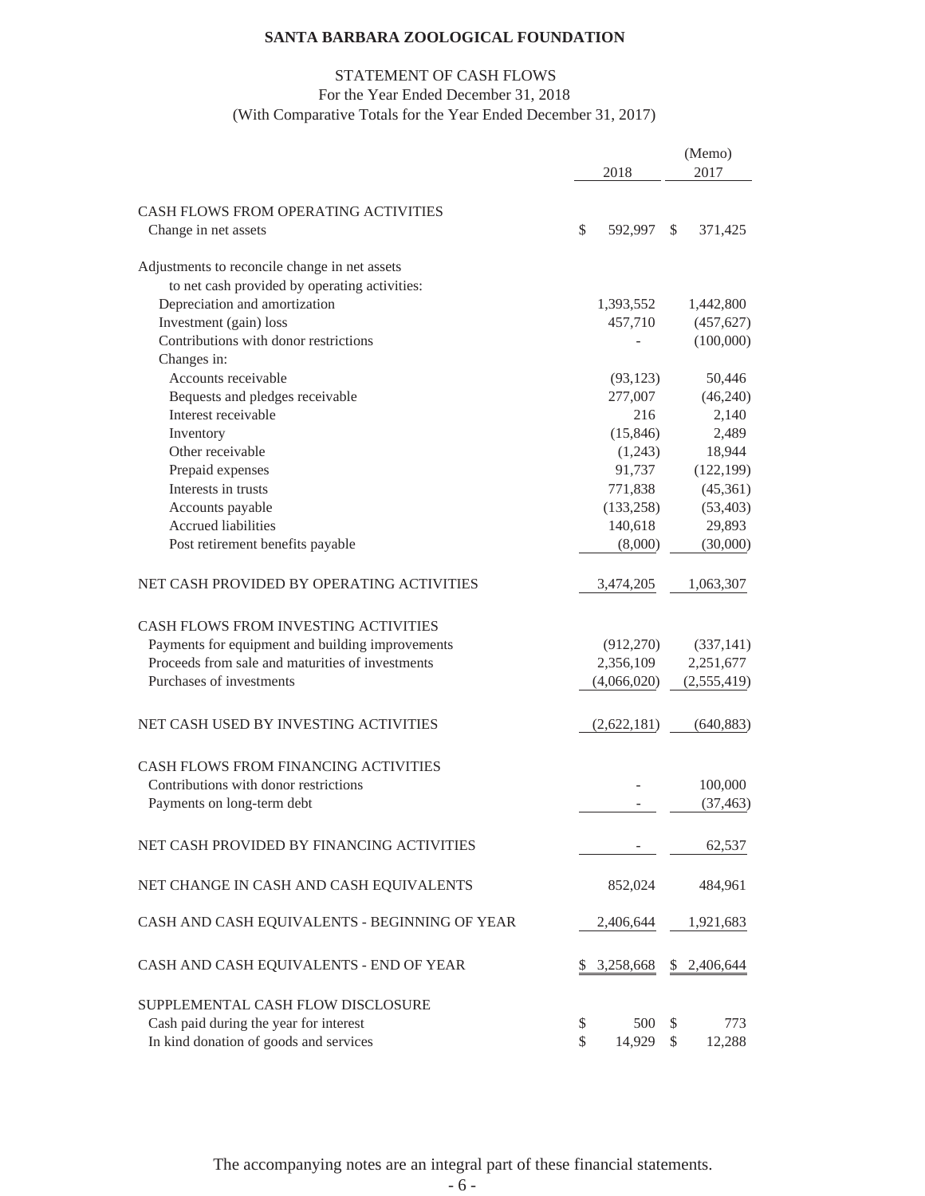# SANTA BARBARA ZOOLOGICAL FOUNDATION

## STATEMENT OF CASH FLOWS
For the Year Ended December 31, 2018
(With Comparative Totals for the Year Ended December 31, 2017)

| | 2018 | (Memo) 2017 |
|---|---|---|
| **CASH FLOWS FROM OPERATING ACTIVITIES** | | |
| Change in net assets | $ 592,997 | $ 371,425 |
| Adjustments to reconcile change in net assets to net cash provided by operating activities: | | |
| Depreciation and amortization | 1,393,552 | 1,442,800 |
| Investment (gain) loss | 457,710 | (457,627) |
| Contributions with donor restrictions | - | (100,000) |
| Changes in: | | |
| Accounts receivable | (93,123) | 50,446 |
| Bequests and pledges receivable | 277,007 | (46,240) |
| Interest receivable | 216 | 2,140 |
| Inventory | (15,846) | 2,489 |
| Other receivable | (1,243) | 18,944 |
| Prepaid expenses | 91,737 | (122,199) |
| Interests in trusts | 771,838 | (45,361) |
| Accounts payable | (133,258) | (53,403) |
| Accrued liabilities | 140,618 | 29,893 |
| Post retirement benefits payable | (8,000) | (30,000) |
| **NET CASH PROVIDED BY OPERATING ACTIVITIES** | 3,474,205 | 1,063,307 |
| **CASH FLOWS FROM INVESTING ACTIVITIES** | | |
| Payments for equipment and building improvements | (912,270) | (337,141) |
| Proceeds from sale and maturities of investments | 2,356,109 | 2,251,677 |
| Purchases of investments | (4,066,020) | (2,555,419) |
| **NET CASH USED BY INVESTING ACTIVITIES** | (2,622,181) | (640,883) |
| **CASH FLOWS FROM FINANCING ACTIVITIES** | | |
| Contributions with donor restrictions | - | 100,000 |
| Payments on long-term debt | - | (37,463) |
| **NET CASH PROVIDED BY FINANCING ACTIVITIES** | - | 62,537 |
| **NET CHANGE IN CASH AND CASH EQUIVALENTS** | 852,024 | 484,961 |
| **CASH AND CASH EQUIVALENTS - BEGINNING OF YEAR** | 2,406,644 | 1,921,683 |
| **CASH AND CASH EQUIVALENTS - END OF YEAR** | $ 3,258,668 | $ 2,406,644 |
| **SUPPLEMENTAL CASH FLOW DISCLOSURE** | | |
| Cash paid during the year for interest | $ 500 | $ 773 |
| In kind donation of goods and services | $ 14,929 | $ 12,288 |

The accompanying notes are an integral part of these financial statements.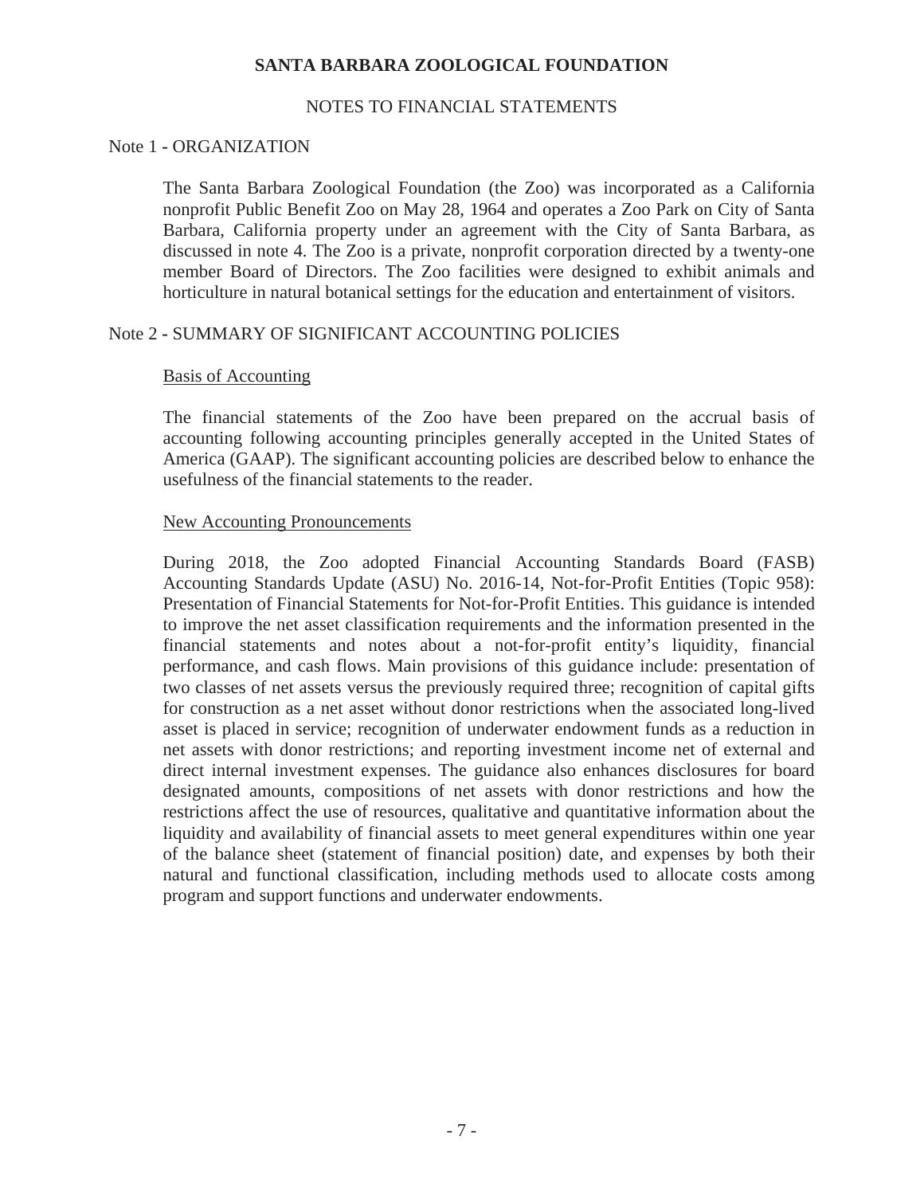# SANTA BARBARA ZOOLOGICAL FOUNDATION

## NOTES TO FINANCIAL STATEMENTS

### Note 1 - ORGANIZATION

The Santa Barbara Zoological Foundation (the Zoo) was incorporated as a California nonprofit Public Benefit Zoo on May 28, 1964 and operates a Zoo Park on City of Santa Barbara, California property under an agreement with the City of Santa Barbara, as discussed in note 4. The Zoo is a private, nonprofit corporation directed by a twenty-one member Board of Directors. The Zoo facilities were designed to exhibit animals and horticulture in natural botanical settings for the education and entertainment of visitors.

### Note 2 - SUMMARY OF SIGNIFICANT ACCOUNTING POLICIES

#### Basis of Accounting

The financial statements of the Zoo have been prepared on the accrual basis of accounting following accounting principles generally accepted in the United States of America (GAAP). The significant accounting policies are described below to enhance the usefulness of the financial statements to the reader.

#### New Accounting Pronouncements

During 2018, the Zoo adopted Financial Accounting Standards Board (FASB) Accounting Standards Update (ASU) No. 2016-14, Not-for-Profit Entities (Topic 958): Presentation of Financial Statements for Not-for-Profit Entities. This guidance is intended to improve the net asset classification requirements and the information presented in the financial statements and notes about a not-for-profit entity's liquidity, financial performance, and cash flows. Main provisions of this guidance include: presentation of two classes of net assets versus the previously required three; recognition of capital gifts for construction as a net asset without donor restrictions when the associated long-lived asset is placed in service; recognition of underwater endowment funds as a reduction in net assets with donor restrictions; and reporting investment income net of external and direct internal investment expenses. The guidance also enhances disclosures for board designated amounts, compositions of net assets with donor restrictions and how the restrictions affect the use of resources, qualitative and quantitative information about the liquidity and availability of financial assets to meet general expenditures within one year of the balance sheet (statement of financial position) date, and expenses by both their natural and functional classification, including methods used to allocate costs among program and support functions and underwater endowments.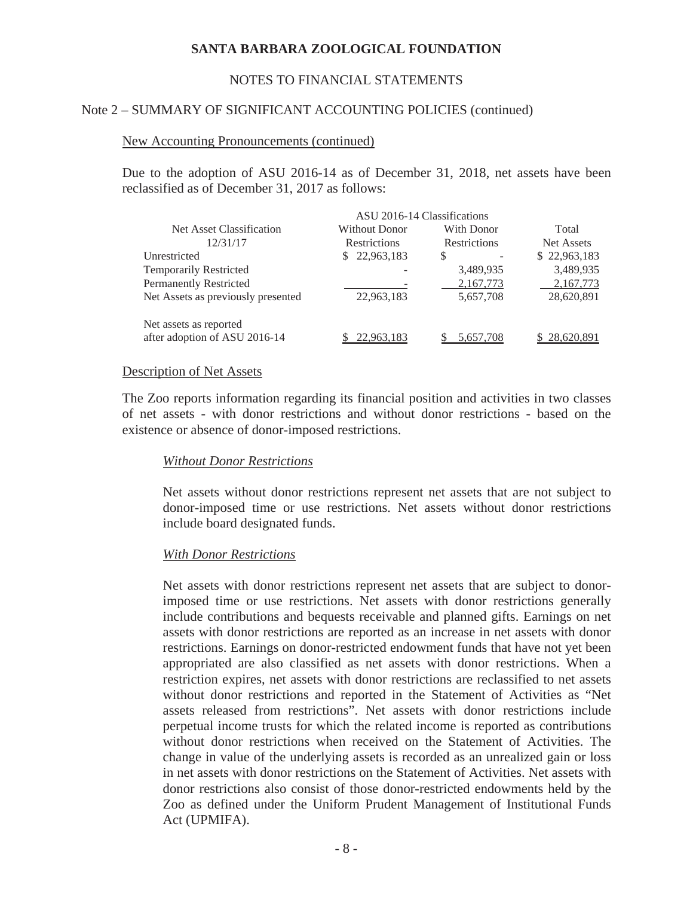# SANTA BARBARA ZOOLOGICAL FOUNDATION

## NOTES TO FINANCIAL STATEMENTS

### Note 2 – SUMMARY OF SIGNIFICANT ACCOUNTING POLICIES (continued)

New Accounting Pronouncements (continued)

Due to the adoption of ASU 2016-14 as of December 31, 2018, net assets have been reclassified as of December 31, 2017 as follows:

| | ASU 2016-14 Classifications | | |
|---|---|---|---|
| Net Asset Classification 12/31/17 | Without Donor Restrictions | With Donor Restrictions | Total Net Assets |
| Unrestricted | $ 22,963,183 | $ - | $ 22,963,183 |
| Temporarily Restricted | - | 3,489,935 | 3,489,935 |
| Permanently Restricted | - | 2,167,773 | 2,167,773 |
| Net Assets as previously presented | 22,963,183 | 5,657,708 | 28,620,891 |
| Net assets as reported after adoption of ASU 2016-14 | $ 22,963,183 | $ 5,657,708 | $ 28,620,891 |

Description of Net Assets

The Zoo reports information regarding its financial position and activities in two classes of net assets - with donor restrictions and without donor restrictions - based on the existence or absence of donor-imposed restrictions.

*Without Donor Restrictions*

Net assets without donor restrictions represent net assets that are not subject to donor-imposed time or use restrictions. Net assets without donor restrictions include board designated funds.

*With Donor Restrictions*

Net assets with donor restrictions represent net assets that are subject to donor-imposed time or use restrictions. Net assets with donor restrictions generally include contributions and bequests receivable and planned gifts. Earnings on net assets with donor restrictions are reported as an increase in net assets with donor restrictions. Earnings on donor-restricted endowment funds that have not yet been appropriated are also classified as net assets with donor restrictions. When a restriction expires, net assets with donor restrictions are reclassified to net assets without donor restrictions and reported in the Statement of Activities as "Net assets released from restrictions". Net assets with donor restrictions include perpetual income trusts for which the related income is reported as contributions without donor restrictions when received on the Statement of Activities. The change in value of the underlying assets is recorded as an unrealized gain or loss in net assets with donor restrictions on the Statement of Activities. Net assets with donor restrictions also consist of those donor-restricted endowments held by the Zoo as defined under the Uniform Prudent Management of Institutional Funds Act (UPMIFA).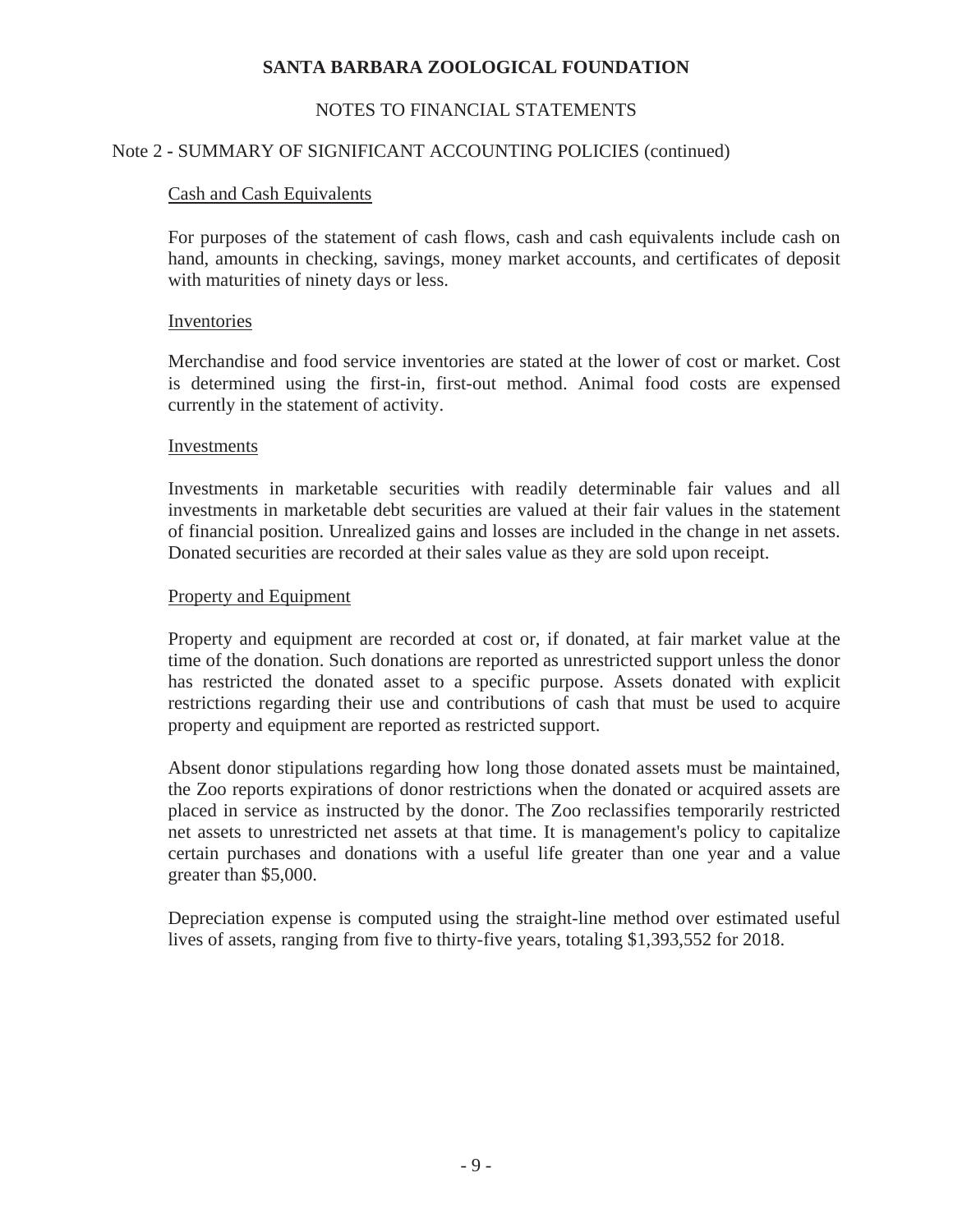# SANTA BARBARA ZOOLOGICAL FOUNDATION

## NOTES TO FINANCIAL STATEMENTS

### Note 2 - SUMMARY OF SIGNIFICANT ACCOUNTING POLICIES (continued)

Cash and Cash Equivalents

For purposes of the statement of cash flows, cash and cash equivalents include cash on hand, amounts in checking, savings, money market accounts, and certificates of deposit with maturities of ninety days or less.

Inventories

Merchandise and food service inventories are stated at the lower of cost or market. Cost is determined using the first-in, first-out method. Animal food costs are expensed currently in the statement of activity.

Investments

Investments in marketable securities with readily determinable fair values and all investments in marketable debt securities are valued at their fair values in the statement of financial position. Unrealized gains and losses are included in the change in net assets. Donated securities are recorded at their sales value as they are sold upon receipt.

Property and Equipment

Property and equipment are recorded at cost or, if donated, at fair market value at the time of the donation. Such donations are reported as unrestricted support unless the donor has restricted the donated asset to a specific purpose. Assets donated with explicit restrictions regarding their use and contributions of cash that must be used to acquire property and equipment are reported as restricted support.

Absent donor stipulations regarding how long those donated assets must be maintained, the Zoo reports expirations of donor restrictions when the donated or acquired assets are placed in service as instructed by the donor. The Zoo reclassifies temporarily restricted net assets to unrestricted net assets at that time. It is management's policy to capitalize certain purchases and donations with a useful life greater than one year and a value greater than $5,000.

Depreciation expense is computed using the straight-line method over estimated useful lives of assets, ranging from five to thirty-five years, totaling $1,393,552 for 2018.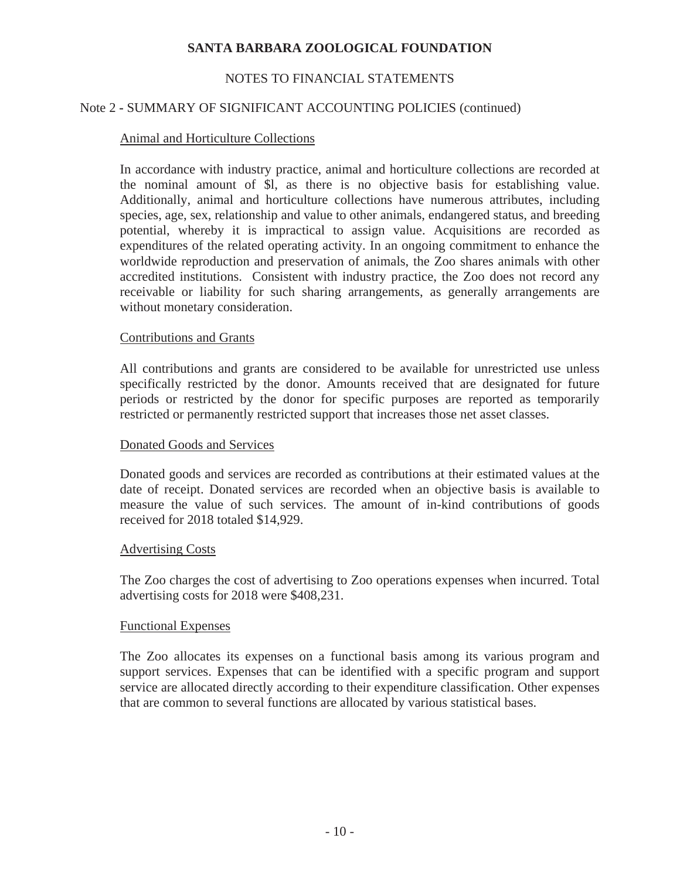# SANTA BARBARA ZOOLOGICAL FOUNDATION

## NOTES TO FINANCIAL STATEMENTS

### Note 2 - SUMMARY OF SIGNIFICANT ACCOUNTING POLICIES (continued)

#### Animal and Horticulture Collections

In accordance with industry practice, animal and horticulture collections are recorded at the nominal amount of $l, as there is no objective basis for establishing value. Additionally, animal and horticulture collections have numerous attributes, including species, age, sex, relationship and value to other animals, endangered status, and breeding potential, whereby it is impractical to assign value. Acquisitions are recorded as expenditures of the related operating activity. In an ongoing commitment to enhance the worldwide reproduction and preservation of animals, the Zoo shares animals with other accredited institutions. Consistent with industry practice, the Zoo does not record any receivable or liability for such sharing arrangements, as generally arrangements are without monetary consideration.

#### Contributions and Grants

All contributions and grants are considered to be available for unrestricted use unless specifically restricted by the donor. Amounts received that are designated for future periods or restricted by the donor for specific purposes are reported as temporarily restricted or permanently restricted support that increases those net asset classes.

#### Donated Goods and Services

Donated goods and services are recorded as contributions at their estimated values at the date of receipt. Donated services are recorded when an objective basis is available to measure the value of such services. The amount of in-kind contributions of goods received for 2018 totaled $14,929.

#### Advertising Costs

The Zoo charges the cost of advertising to Zoo operations expenses when incurred. Total advertising costs for 2018 were $408,231.

#### Functional Expenses

The Zoo allocates its expenses on a functional basis among its various program and support services. Expenses that can be identified with a specific program and support service are allocated directly according to their expenditure classification. Other expenses that are common to several functions are allocated by various statistical bases.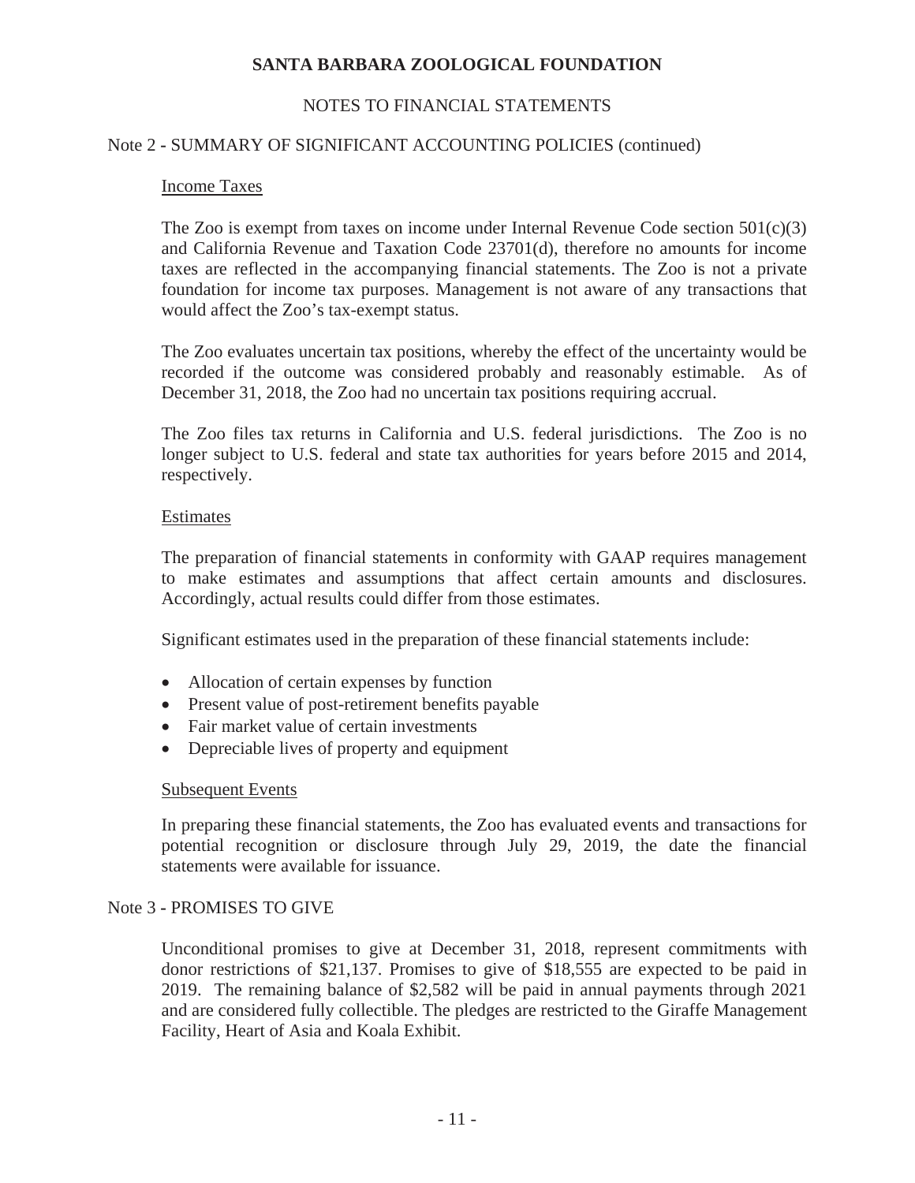# SANTA BARBARA ZOOLOGICAL FOUNDATION

## NOTES TO FINANCIAL STATEMENTS

### Note 2 - SUMMARY OF SIGNIFICANT ACCOUNTING POLICIES (continued)

#### Income Taxes

The Zoo is exempt from taxes on income under Internal Revenue Code section 501(c)(3) and California Revenue and Taxation Code 23701(d), therefore no amounts for income taxes are reflected in the accompanying financial statements. The Zoo is not a private foundation for income tax purposes. Management is not aware of any transactions that would affect the Zoo's tax-exempt status.

The Zoo evaluates uncertain tax positions, whereby the effect of the uncertainty would be recorded if the outcome was considered probably and reasonably estimable. As of December 31, 2018, the Zoo had no uncertain tax positions requiring accrual.

The Zoo files tax returns in California and U.S. federal jurisdictions. The Zoo is no longer subject to U.S. federal and state tax authorities for years before 2015 and 2014, respectively.

#### Estimates

The preparation of financial statements in conformity with GAAP requires management to make estimates and assumptions that affect certain amounts and disclosures. Accordingly, actual results could differ from those estimates.

Significant estimates used in the preparation of these financial statements include:

- Allocation of certain expenses by function
- Present value of post-retirement benefits payable
- Fair market value of certain investments
- Depreciable lives of property and equipment

#### Subsequent Events

In preparing these financial statements, the Zoo has evaluated events and transactions for potential recognition or disclosure through July 29, 2019, the date the financial statements were available for issuance.

### Note 3 - PROMISES TO GIVE

Unconditional promises to give at December 31, 2018, represent commitments with donor restrictions of $21,137. Promises to give of $18,555 are expected to be paid in 2019. The remaining balance of $2,582 will be paid in annual payments through 2021 and are considered fully collectible. The pledges are restricted to the Giraffe Management Facility, Heart of Asia and Koala Exhibit.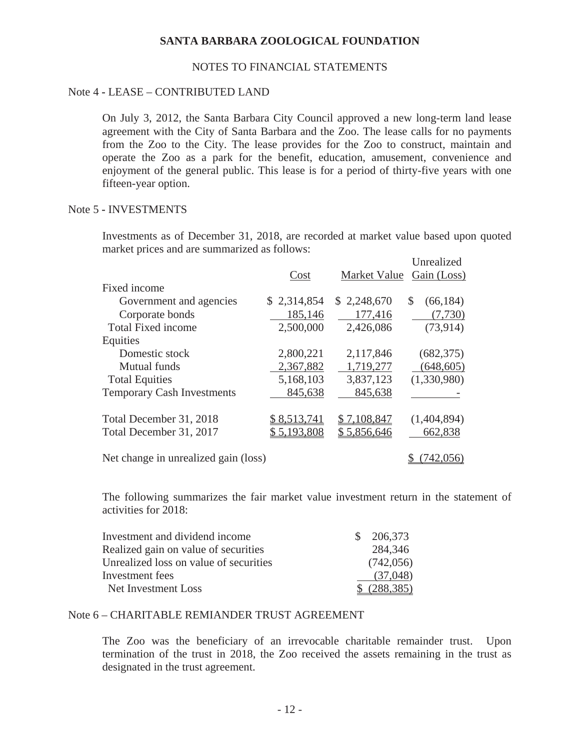# SANTA BARBARA ZOOLOGICAL FOUNDATION

## NOTES TO FINANCIAL STATEMENTS

### Note 4 - LEASE – CONTRIBUTED LAND

On July 3, 2012, the Santa Barbara City Council approved a new long-term land lease agreement with the City of Santa Barbara and the Zoo. The lease calls for no payments from the Zoo to the City. The lease provides for the Zoo to construct, maintain and operate the Zoo as a park for the benefit, education, amusement, convenience and enjoyment of the general public. This lease is for a period of thirty-five years with one fifteen-year option.

### Note 5 - INVESTMENTS

Investments as of December 31, 2018, are recorded at market value based upon quoted market prices and are summarized as follows:

| | Cost | Market Value | Unrealized Gain (Loss) |
|---|---|---|---|
| Fixed income | | | |
| Government and agencies | $ 2,314,854 | $ 2,248,670 | $ (66,184) |
| Corporate bonds | 185,146 | 177,416 | (7,730) |
| Total Fixed income | 2,500,000 | 2,426,086 | (73,914) |
| Equities | | | |
| Domestic stock | 2,800,221 | 2,117,846 | (682,375) |
| Mutual funds | 2,367,882 | 1,719,277 | (648,605) |
| Total Equities | 5,168,103 | 3,837,123 | (1,330,980) |
| Temporary Cash Investments | 845,638 | 845,638 | - |
| Total December 31, 2018 | $ 8,513,741 | $ 7,108,847 | (1,404,894) |
| Total December 31, 2017 | $ 5,193,808 | $ 5,856,646 | 662,838 |
| Net change in unrealized gain (loss) | | | $ (742,056) |

The following summarizes the fair market value investment return in the statement of activities for 2018:

| | |
|---|---|
| Investment and dividend income | $ 206,373 |
| Realized gain on value of securities | 284,346 |
| Unrealized loss on value of securities | (742,056) |
| Investment fees | (37,048) |
| Net Investment Loss | $ (288,385) |

### Note 6 – CHARITABLE REMIANDER TRUST AGREEMENT

The Zoo was the beneficiary of an irrevocable charitable remainder trust. Upon termination of the trust in 2018, the Zoo received the assets remaining in the trust as designated in the trust agreement.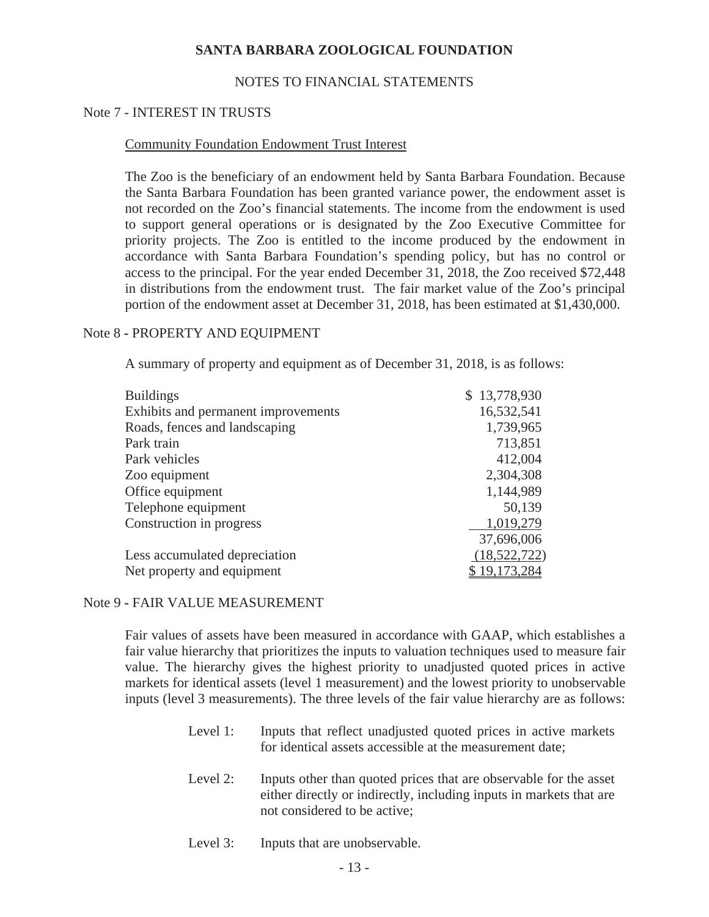# SANTA BARBARA ZOOLOGICAL FOUNDATION

## NOTES TO FINANCIAL STATEMENTS

### Note 7 - INTEREST IN TRUSTS

Community Foundation Endowment Trust Interest

The Zoo is the beneficiary of an endowment held by Santa Barbara Foundation. Because the Santa Barbara Foundation has been granted variance power, the endowment asset is not recorded on the Zoo's financial statements. The income from the endowment is used to support general operations or is designated by the Zoo Executive Committee for priority projects. The Zoo is entitled to the income produced by the endowment in accordance with Santa Barbara Foundation's spending policy, but has no control or access to the principal. For the year ended December 31, 2018, the Zoo received $72,448 in distributions from the endowment trust. The fair market value of the Zoo's principal portion of the endowment asset at December 31, 2018, has been estimated at $1,430,000.

### Note 8 - PROPERTY AND EQUIPMENT

A summary of property and equipment as of December 31, 2018, is as follows:

| | |
|---|---|
| Buildings | $ 13,778,930 |
| Exhibits and permanent improvements | 16,532,541 |
| Roads, fences and landscaping | 1,739,965 |
| Park train | 713,851 |
| Park vehicles | 412,004 |
| Zoo equipment | 2,304,308 |
| Office equipment | 1,144,989 |
| Telephone equipment | 50,139 |
| Construction in progress | 1,019,279 |
| | 37,696,006 |
| Less accumulated depreciation | (18,522,722) |
| Net property and equipment | $ 19,173,284 |

### Note 9 - FAIR VALUE MEASUREMENT

Fair values of assets have been measured in accordance with GAAP, which establishes a fair value hierarchy that prioritizes the inputs to valuation techniques used to measure fair value. The hierarchy gives the highest priority to unadjusted quoted prices in active markets for identical assets (level 1 measurement) and the lowest priority to unobservable inputs (level 3 measurements). The three levels of the fair value hierarchy are as follows:

- Level 1: Inputs that reflect unadjusted quoted prices in active markets for identical assets accessible at the measurement date;
- Level 2: Inputs other than quoted prices that are observable for the asset either directly or indirectly, including inputs in markets that are not considered to be active;
- Level 3: Inputs that are unobservable.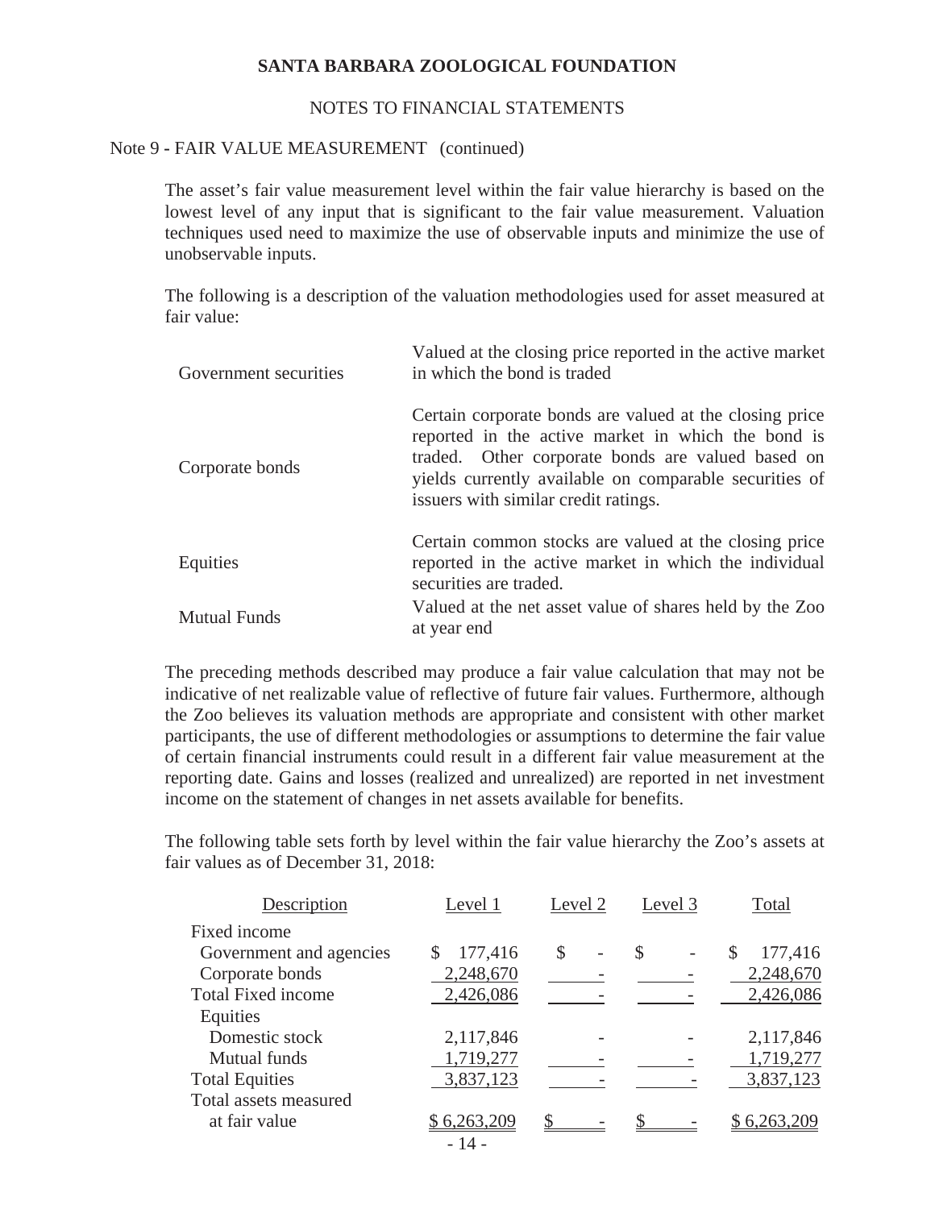# SANTA BARBARA ZOOLOGICAL FOUNDATION

## NOTES TO FINANCIAL STATEMENTS

### Note 9 - FAIR VALUE MEASUREMENT (continued)

The asset's fair value measurement level within the fair value hierarchy is based on the lowest level of any input that is significant to the fair value measurement. Valuation techniques used need to maximize the use of observable inputs and minimize the use of unobservable inputs.

The following is a description of the valuation methodologies used for asset measured at fair value:

| | |
|---|---|
| Government securities | Valued at the closing price reported in the active market in which the bond is traded |
| Corporate bonds | Certain corporate bonds are valued at the closing price reported in the active market in which the bond is traded. Other corporate bonds are valued based on yields currently available on comparable securities of issuers with similar credit ratings. |
| Equities | Certain common stocks are valued at the closing price reported in the active market in which the individual securities are traded. |
| Mutual Funds | Valued at the net asset value of shares held by the Zoo at year end |

The preceding methods described may produce a fair value calculation that may not be indicative of net realizable value of reflective of future fair values. Furthermore, although the Zoo believes its valuation methods are appropriate and consistent with other market participants, the use of different methodologies or assumptions to determine the fair value of certain financial instruments could result in a different fair value measurement at the reporting date. Gains and losses (realized and unrealized) are reported in net investment income on the statement of changes in net assets available for benefits.

The following table sets forth by level within the fair value hierarchy the Zoo's assets at fair values as of December 31, 2018:

| Description | Level 1 | Level 2 | Level 3 | Total |
|---|---|---|---|---|
| Fixed income | | | | |
| Government and agencies | $ 177,416 | $ - | $ - | $ 177,416 |
| Corporate bonds | 2,248,670 | - | - | 2,248,670 |
| Total Fixed income | 2,426,086 | - | - | 2,426,086 |
| Equities | | | | |
| Domestic stock | 2,117,846 | - | - | 2,117,846 |
| Mutual funds | 1,719,277 | - | - | 1,719,277 |
| Total Equities | 3,837,123 | - | - | 3,837,123 |
| Total assets measured at fair value | $ 6,263,209 | $ - | $ - | $ 6,263,209 |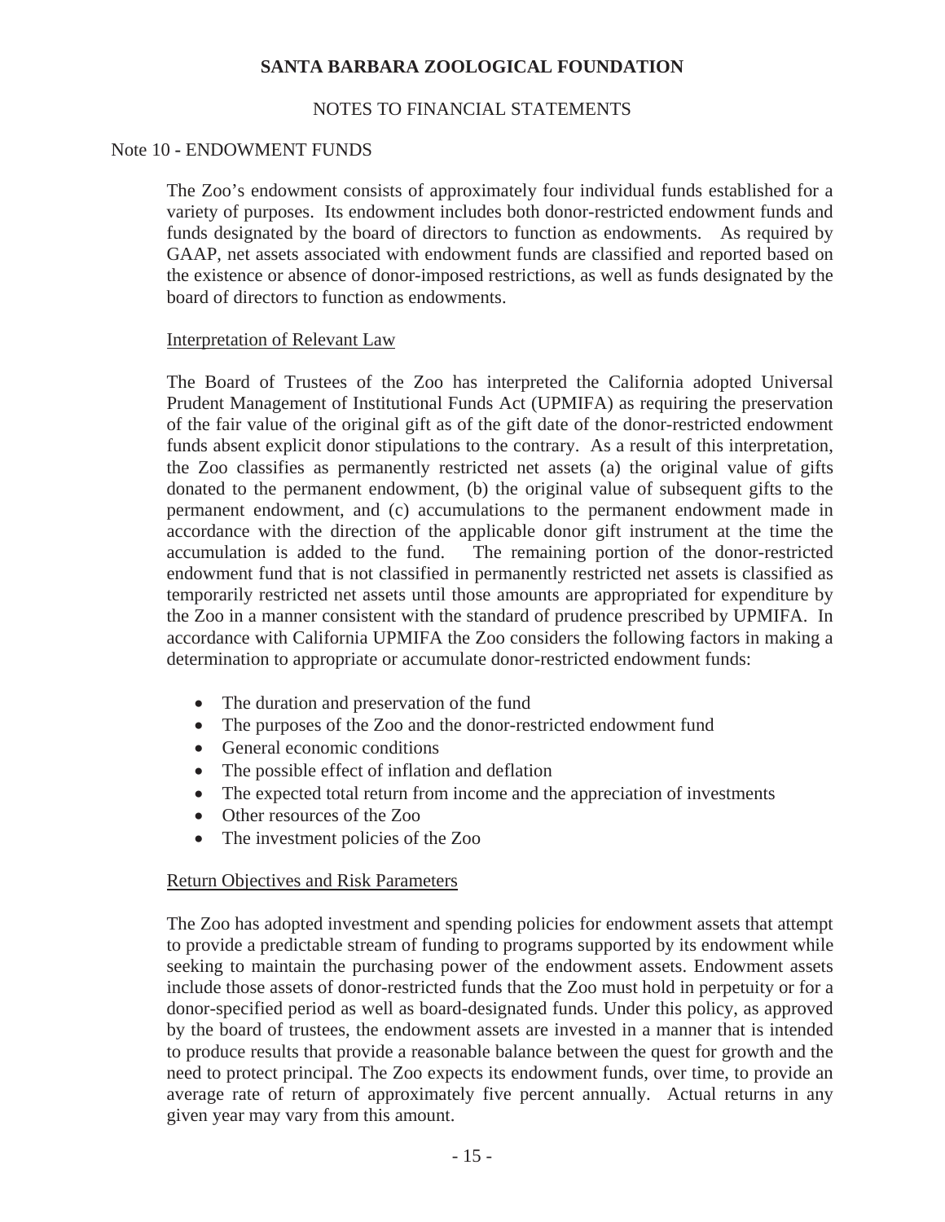# SANTA BARBARA ZOOLOGICAL FOUNDATION

NOTES TO FINANCIAL STATEMENTS

## Note 10 - ENDOWMENT FUNDS

The Zoo's endowment consists of approximately four individual funds established for a variety of purposes. Its endowment includes both donor-restricted endowment funds and funds designated by the board of directors to function as endowments. As required by GAAP, net assets associated with endowment funds are classified and reported based on the existence or absence of donor-imposed restrictions, as well as funds designated by the board of directors to function as endowments.

### Interpretation of Relevant Law

The Board of Trustees of the Zoo has interpreted the California adopted Universal Prudent Management of Institutional Funds Act (UPMIFA) as requiring the preservation of the fair value of the original gift as of the gift date of the donor-restricted endowment funds absent explicit donor stipulations to the contrary. As a result of this interpretation, the Zoo classifies as permanently restricted net assets (a) the original value of gifts donated to the permanent endowment, (b) the original value of subsequent gifts to the permanent endowment, and (c) accumulations to the permanent endowment made in accordance with the direction of the applicable donor gift instrument at the time the accumulation is added to the fund. The remaining portion of the donor-restricted endowment fund that is not classified in permanently restricted net assets is classified as temporarily restricted net assets until those amounts are appropriated for expenditure by the Zoo in a manner consistent with the standard of prudence prescribed by UPMIFA. In accordance with California UPMIFA the Zoo considers the following factors in making a determination to appropriate or accumulate donor-restricted endowment funds:

- The duration and preservation of the fund
- The purposes of the Zoo and the donor-restricted endowment fund
- General economic conditions
- The possible effect of inflation and deflation
- The expected total return from income and the appreciation of investments
- Other resources of the Zoo
- The investment policies of the Zoo

### Return Objectives and Risk Parameters

The Zoo has adopted investment and spending policies for endowment assets that attempt to provide a predictable stream of funding to programs supported by its endowment while seeking to maintain the purchasing power of the endowment assets. Endowment assets include those assets of donor-restricted funds that the Zoo must hold in perpetuity or for a donor-specified period as well as board-designated funds. Under this policy, as approved by the board of trustees, the endowment assets are invested in a manner that is intended to produce results that provide a reasonable balance between the quest for growth and the need to protect principal. The Zoo expects its endowment funds, over time, to provide an average rate of return of approximately five percent annually. Actual returns in any given year may vary from this amount.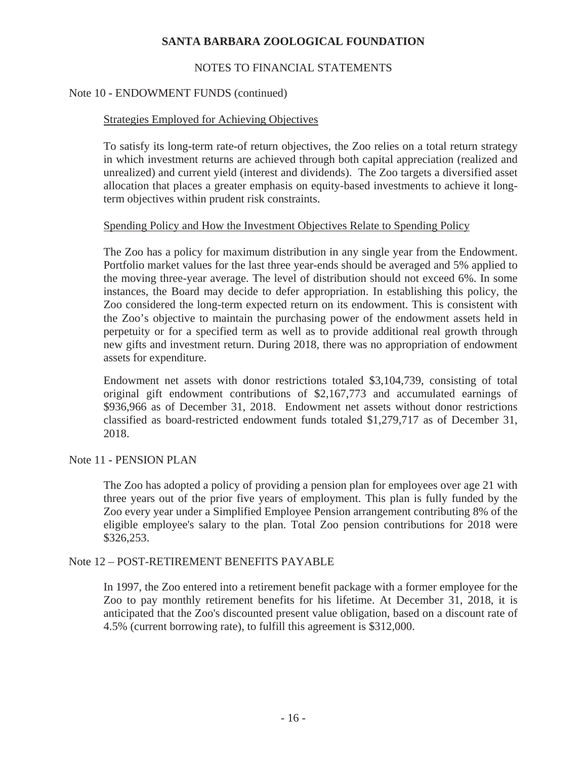# SANTA BARBARA ZOOLOGICAL FOUNDATION

## NOTES TO FINANCIAL STATEMENTS

### Note 10 - ENDOWMENT FUNDS (continued)

Strategies Employed for Achieving Objectives

To satisfy its long-term rate-of return objectives, the Zoo relies on a total return strategy in which investment returns are achieved through both capital appreciation (realized and unrealized) and current yield (interest and dividends). The Zoo targets a diversified asset allocation that places a greater emphasis on equity-based investments to achieve it long-term objectives within prudent risk constraints.

Spending Policy and How the Investment Objectives Relate to Spending Policy

The Zoo has a policy for maximum distribution in any single year from the Endowment. Portfolio market values for the last three year-ends should be averaged and 5% applied to the moving three-year average. The level of distribution should not exceed 6%. In some instances, the Board may decide to defer appropriation. In establishing this policy, the Zoo considered the long-term expected return on its endowment. This is consistent with the Zoo's objective to maintain the purchasing power of the endowment assets held in perpetuity or for a specified term as well as to provide additional real growth through new gifts and investment return. During 2018, there was no appropriation of endowment assets for expenditure.

Endowment net assets with donor restrictions totaled $3,104,739, consisting of total original gift endowment contributions of $2,167,773 and accumulated earnings of $936,966 as of December 31, 2018. Endowment net assets without donor restrictions classified as board-restricted endowment funds totaled $1,279,717 as of December 31, 2018.

### Note 11 - PENSION PLAN

The Zoo has adopted a policy of providing a pension plan for employees over age 21 with three years out of the prior five years of employment. This plan is fully funded by the Zoo every year under a Simplified Employee Pension arrangement contributing 8% of the eligible employee's salary to the plan. Total Zoo pension contributions for 2018 were $326,253.

### Note 12 – POST-RETIREMENT BENEFITS PAYABLE

In 1997, the Zoo entered into a retirement benefit package with a former employee for the Zoo to pay monthly retirement benefits for his lifetime. At December 31, 2018, it is anticipated that the Zoo's discounted present value obligation, based on a discount rate of 4.5% (current borrowing rate), to fulfill this agreement is $312,000.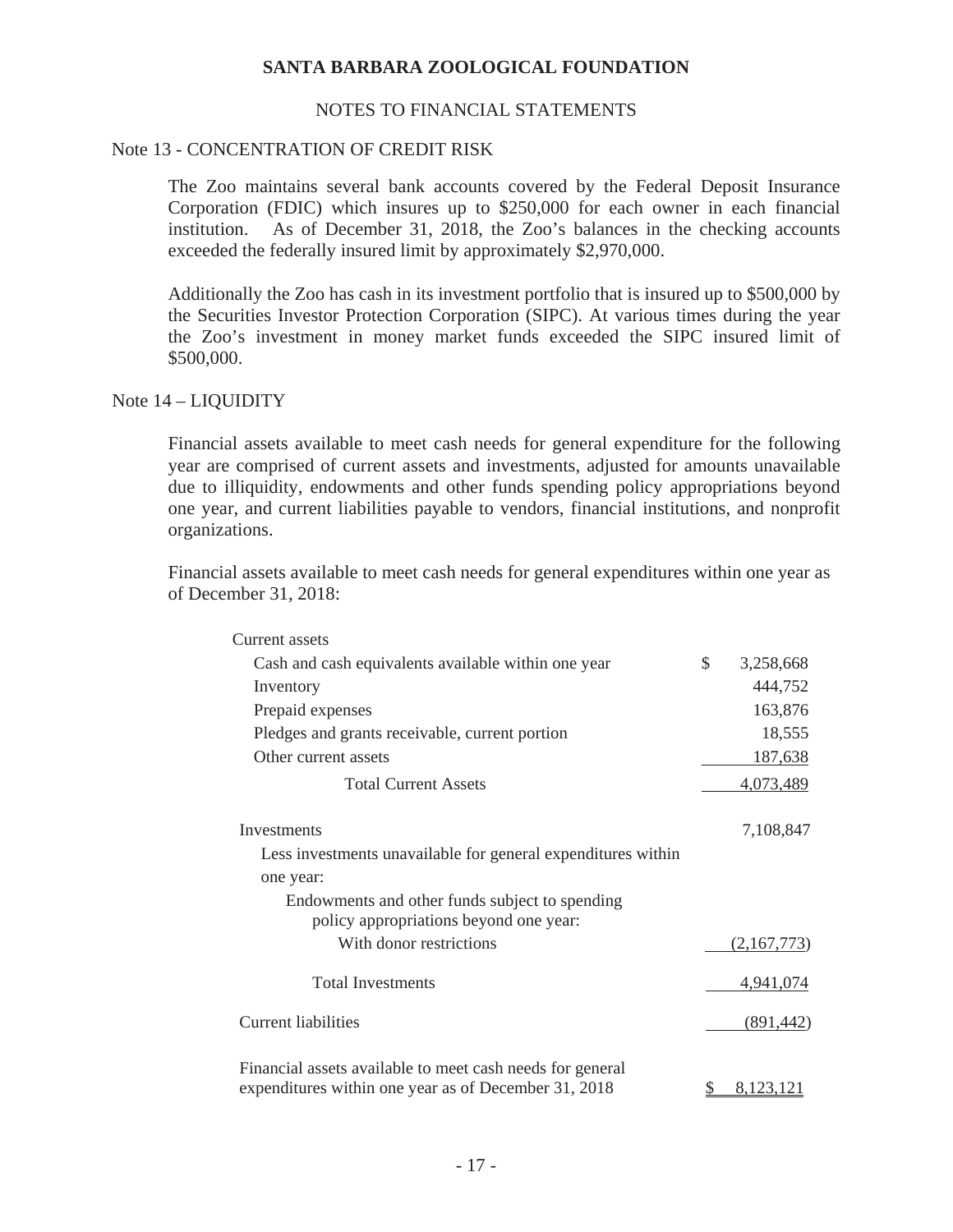# SANTA BARBARA ZOOLOGICAL FOUNDATION

## NOTES TO FINANCIAL STATEMENTS

### Note 13 - CONCENTRATION OF CREDIT RISK

The Zoo maintains several bank accounts covered by the Federal Deposit Insurance Corporation (FDIC) which insures up to $250,000 for each owner in each financial institution. As of December 31, 2018, the Zoo's balances in the checking accounts exceeded the federally insured limit by approximately $2,970,000.

Additionally the Zoo has cash in its investment portfolio that is insured up to $500,000 by the Securities Investor Protection Corporation (SIPC). At various times during the year the Zoo's investment in money market funds exceeded the SIPC insured limit of $500,000.

### Note 14 – LIQUIDITY

Financial assets available to meet cash needs for general expenditure for the following year are comprised of current assets and investments, adjusted for amounts unavailable due to illiquidity, endowments and other funds spending policy appropriations beyond one year, and current liabilities payable to vendors, financial institutions, and nonprofit organizations.

Financial assets available to meet cash needs for general expenditures within one year as of December 31, 2018:

| | |
|---|---|
| Current assets | |
| Cash and cash equivalents available within one year | $ 3,258,668 |
| Inventory | 444,752 |
| Prepaid expenses | 163,876 |
| Pledges and grants receivable, current portion | 18,555 |
| Other current assets | 187,638 |
| Total Current Assets | 4,073,489 |
| Investments | 7,108,847 |
| Less investments unavailable for general expenditures within one year: | |
| Endowments and other funds subject to spending policy appropriations beyond one year: | |
| With donor restrictions | (2,167,773) |
| Total Investments | 4,941,074 |
| Current liabilities | (891,442) |
| Financial assets available to meet cash needs for general expenditures within one year as of December 31, 2018 | $ 8,123,121 |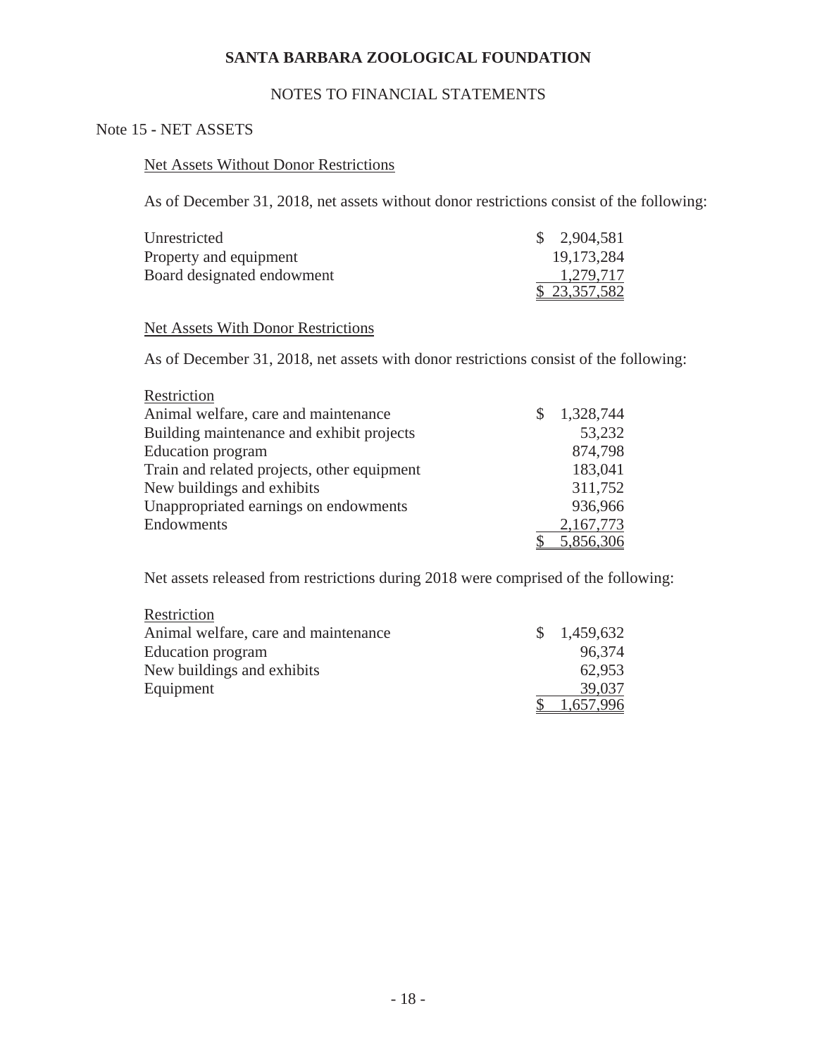# SANTA BARBARA ZOOLOGICAL FOUNDATION

NOTES TO FINANCIAL STATEMENTS

## Note 15 - NET ASSETS

### Net Assets Without Donor Restrictions

As of December 31, 2018, net assets without donor restrictions consist of the following:

| | |
|---|---|
| Unrestricted | $ 2,904,581 |
| Property and equipment | 19,173,284 |
| Board designated endowment | 1,279,717 |
| | $ 23,357,582 |

### Net Assets With Donor Restrictions

As of December 31, 2018, net assets with donor restrictions consist of the following:

| Restriction | |
|---|---|
| Animal welfare, care and maintenance | $ 1,328,744 |
| Building maintenance and exhibit projects | 53,232 |
| Education program | 874,798 |
| Train and related projects, other equipment | 183,041 |
| New buildings and exhibits | 311,752 |
| Unappropriated earnings on endowments | 936,966 |
| Endowments | 2,167,773 |
| | $ 5,856,306 |

Net assets released from restrictions during 2018 were comprised of the following:

| Restriction | |
|---|---|
| Animal welfare, care and maintenance | $ 1,459,632 |
| Education program | 96,374 |
| New buildings and exhibits | 62,953 |
| Equipment | 39,037 |
| | $ 1,657,996 |